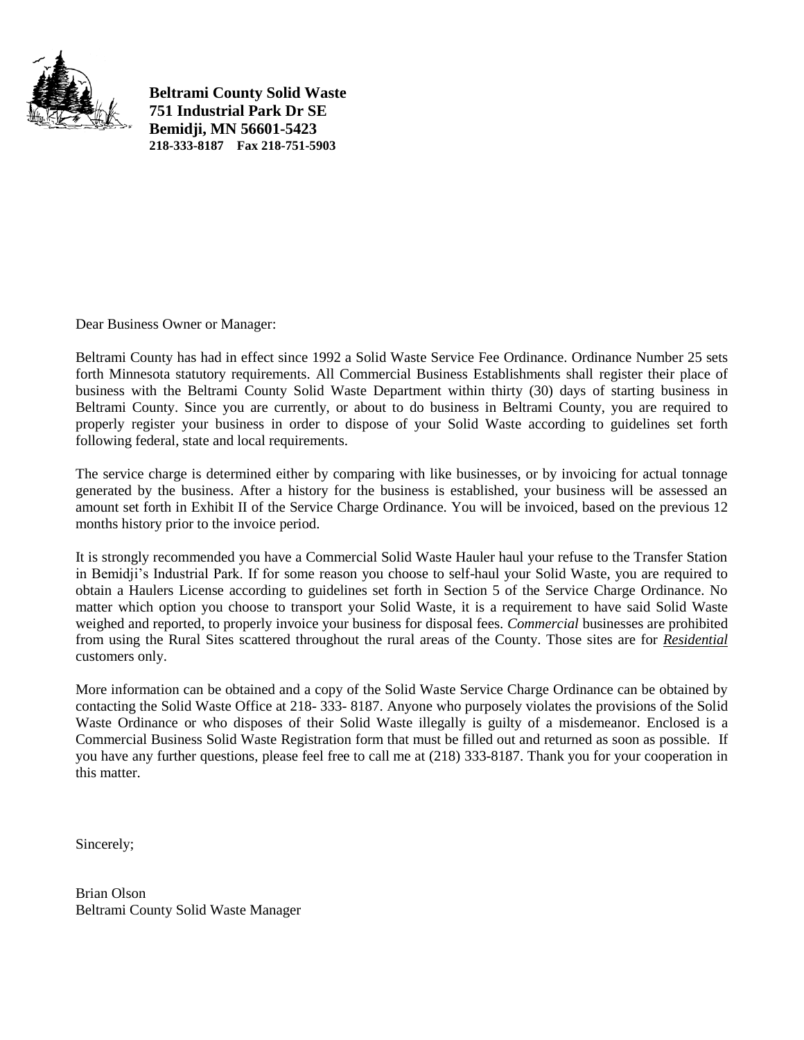**Beltrami County Solid Waste**
**751 Industrial Park Dr SE**
**Bemidji, MN 56601-5423**
**218-333-8187 Fax 218-751-5903**

Dear Business Owner or Manager:

Beltrami County has had in effect since 1992 a Solid Waste Service Fee Ordinance. Ordinance Number 25 sets forth Minnesota statutory requirements. All Commercial Business Establishments shall register their place of business with the Beltrami County Solid Waste Department within thirty (30) days of starting business in Beltrami County. Since you are currently, or about to do business in Beltrami County, you are required to properly register your business in order to dispose of your Solid Waste according to guidelines set forth following federal, state and local requirements.

The service charge is determined either by comparing with like businesses, or by invoicing for actual tonnage generated by the business. After a history for the business is established, your business will be assessed an amount set forth in Exhibit II of the Service Charge Ordinance. You will be invoiced, based on the previous 12 months history prior to the invoice period.

It is strongly recommended you have a Commercial Solid Waste Hauler haul your refuse to the Transfer Station in Bemidji's Industrial Park. If for some reason you choose to self-haul your Solid Waste, you are required to obtain a Haulers License according to guidelines set forth in Section 5 of the Service Charge Ordinance. No matter which option you choose to transport your Solid Waste, it is a requirement to have said Solid Waste weighed and reported, to properly invoice your business for disposal fees. *Commercial* businesses are prohibited from using the Rural Sites scattered throughout the rural areas of the County. Those sites are for ***Residential*** customers only.

More information can be obtained and a copy of the Solid Waste Service Charge Ordinance can be obtained by contacting the Solid Waste Office at 218- 333- 8187. Anyone who purposely violates the provisions of the Solid Waste Ordinance or who disposes of their Solid Waste illegally is guilty of a misdemeanor. Enclosed is a Commercial Business Solid Waste Registration form that must be filled out and returned as soon as possible. If you have any further questions, please feel free to call me at (218) 333-8187. Thank you for your cooperation in this matter.

Sincerely;

Brian Olson
Beltrami County Solid Waste Manager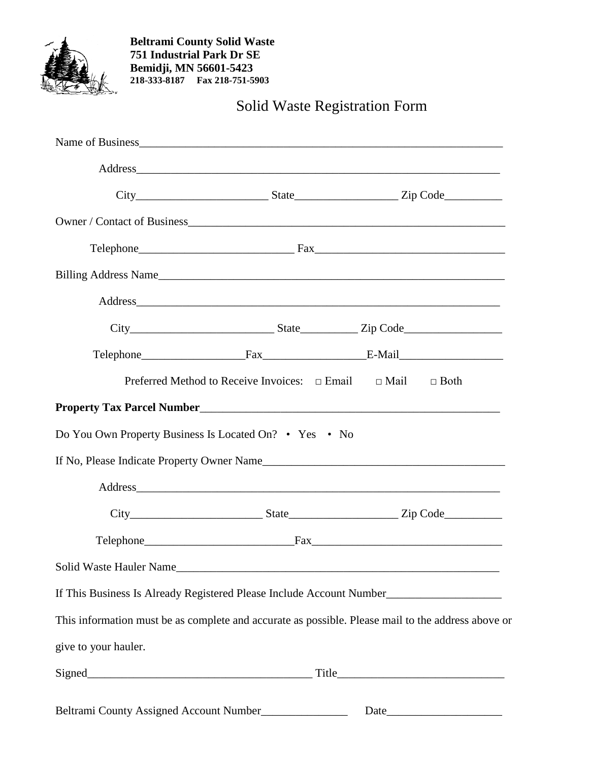**Beltrami County Solid Waste**
**751 Industrial Park Dr SE**
**Bemidji, MN 56601-5423**
**218-333-8187 Fax 218-751-5903**

# Solid Waste Registration Form

Name of Business_______________________________________________________________

Address_______________________________________________________________

City_______________________ State_________________ Zip Code__________

Owner / Contact of Business_______________________________________________________

Telephone___________________________ Fax_________________________________

Billing Address Name______________________________________________________________

Address_______________________________________________________________

City_________________________ State__________ Zip Code_________________

Telephone_________________Fax_________________E-Mail__________________

Preferred Method to Receive Invoices: □ Email □ Mail □ Both

**Property Tax Parcel Number**_____________________________________________________

Do You Own Property Business Is Located On? • Yes • No

If No, Please Indicate Property Owner Name__________________________________________

Address_______________________________________________________________

City_______________________ State__________________ Zip Code__________

Telephone__________________________Fax_________________________________

Solid Waste Hauler Name_________________________________________________________

If This Business Is Already Registered Please Include Account Number____________________

This information must be as complete and accurate as possible. Please mail to the address above or give to your hauler.

Signed_______________________________________ Title_____________________________

Beltrami County Assigned Account Number_______________ Date____________________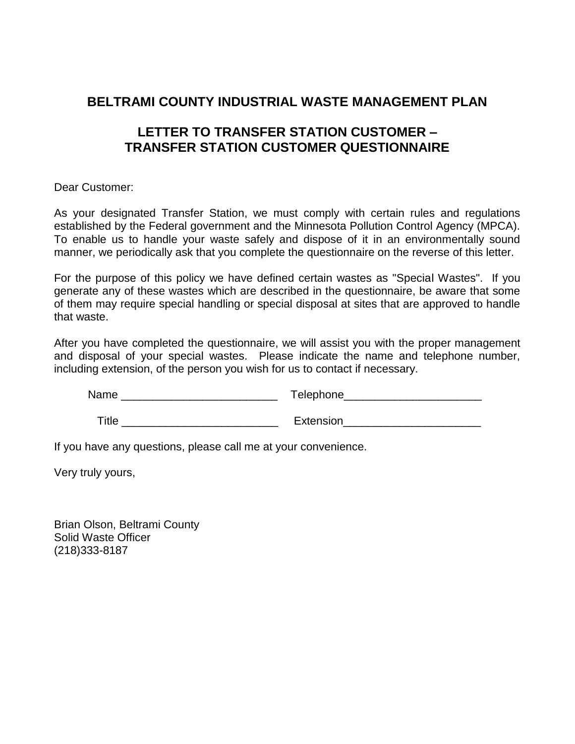## BELTRAMI COUNTY INDUSTRIAL WASTE MANAGEMENT PLAN

## LETTER TO TRANSFER STATION CUSTOMER – TRANSFER STATION CUSTOMER QUESTIONNAIRE

Dear Customer:

As your designated Transfer Station, we must comply with certain rules and regulations established by the Federal government and the Minnesota Pollution Control Agency (MPCA). To enable us to handle your waste safely and dispose of it in an environmentally sound manner, we periodically ask that you complete the questionnaire on the reverse of this letter.

For the purpose of this policy we have defined certain wastes as "Special Wastes". If you generate any of these wastes which are described in the questionnaire, be aware that some of them may require special handling or special disposal at sites that are approved to handle that waste.

After you have completed the questionnaire, we will assist you with the proper management and disposal of your special wastes. Please indicate the name and telephone number, including extension, of the person you wish for us to contact if necessary.

Name _________________________ Telephone______________________

Title _________________________ Extension______________________

If you have any questions, please call me at your convenience.

Very truly yours,

Brian Olson, Beltrami County
Solid Waste Officer
(218)333-8187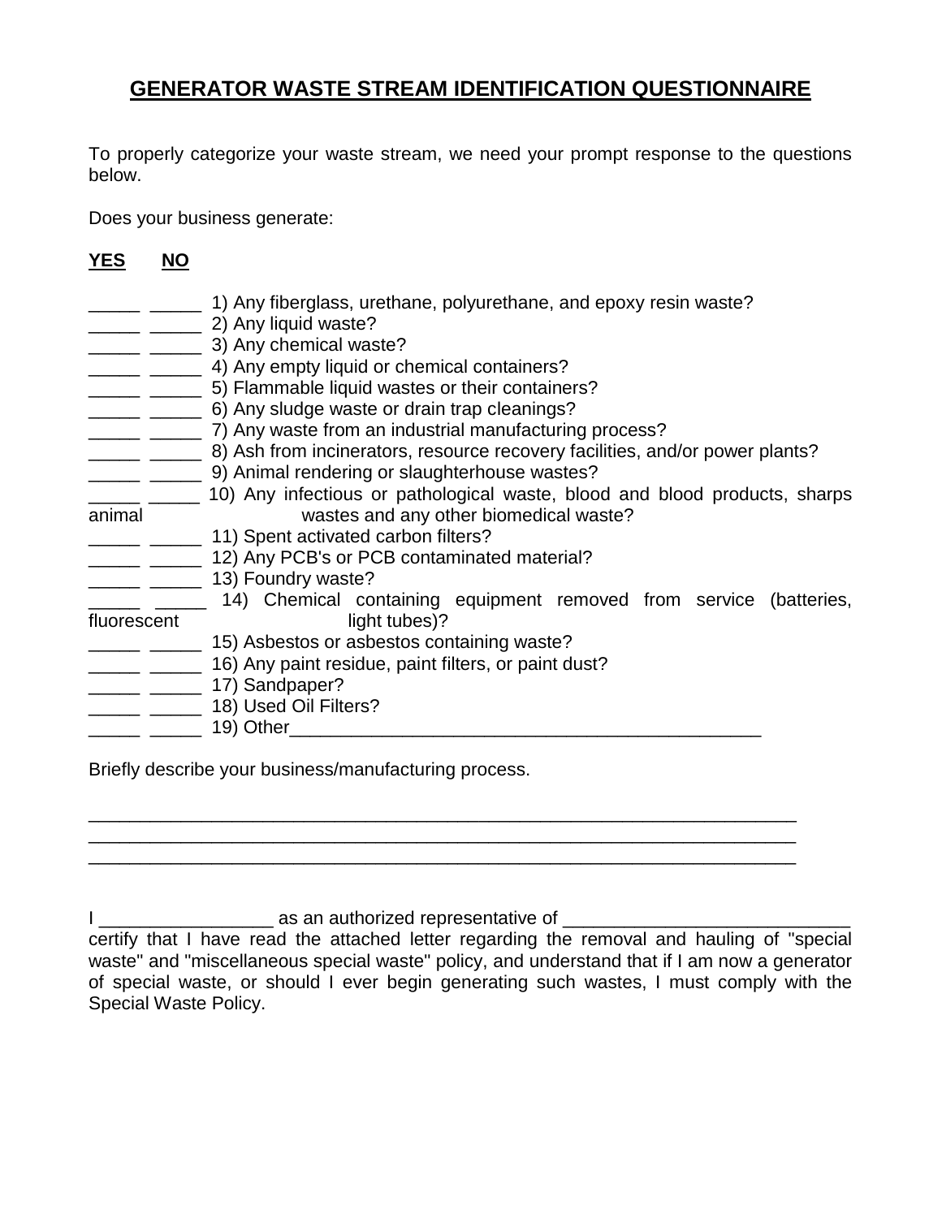# GENERATOR WASTE STREAM IDENTIFICATION QUESTIONNAIRE

To properly categorize your waste stream, we need your prompt response to the questions below.

Does your business generate:

**YES** **NO**

_____ _____ 1) Any fiberglass, urethane, polyurethane, and epoxy resin waste?
_____ _____ 2) Any liquid waste?
_____ _____ 3) Any chemical waste?
_____ _____ 4) Any empty liquid or chemical containers?
_____ _____ 5) Flammable liquid wastes or their containers?
_____ _____ 6) Any sludge waste or drain trap cleanings?
_____ _____ 7) Any waste from an industrial manufacturing process?
_____ _____ 8) Ash from incinerators, resource recovery facilities, and/or power plants?
_____ _____ 9) Animal rendering or slaughterhouse wastes?
_____ _____ 10) Any infectious or pathological waste, blood and blood products, sharps animal wastes and any other biomedical waste?
_____ _____ 11) Spent activated carbon filters?
_____ _____ 12) Any PCB's or PCB contaminated material?
_____ _____ 13) Foundry waste?
_____ _____ 14) Chemical containing equipment removed from service (batteries, fluorescent light tubes)?
_____ _____ 15) Asbestos or asbestos containing waste?
_____ _____ 16) Any paint residue, paint filters, or paint dust?
_____ _____ 17) Sandpaper?
_____ _____ 18) Used Oil Filters?
_____ _____ 19) Other_______________________________________________

Briefly describe your business/manufacturing process.

_____________________________________________________________________
_____________________________________________________________________
_____________________________________________________________________

I _________________ as an authorized representative of ___________________________ certify that I have read the attached letter regarding the removal and hauling of "special waste" and "miscellaneous special waste" policy, and understand that if I am now a generator of special waste, or should I ever begin generating such wastes, I must comply with the Special Waste Policy.